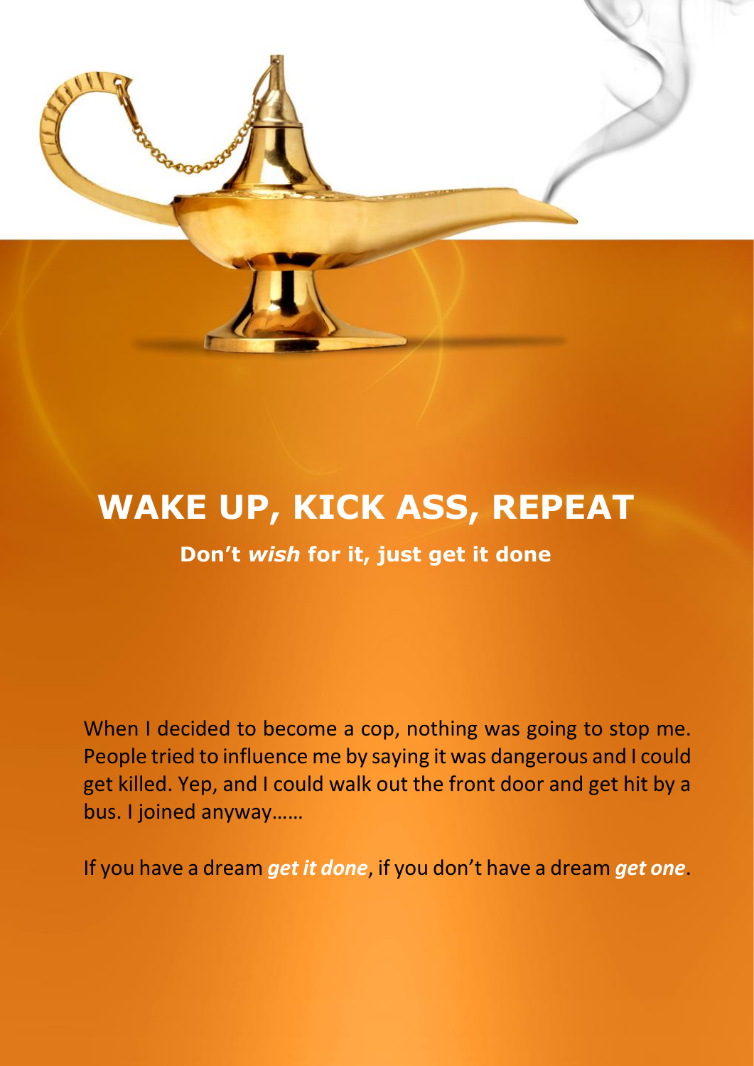# WAKE UP, KICK ASS, REPEAT

**Don't *wish* for it, just get it done**

When I decided to become a cop, nothing was going to stop me. People tried to influence me by saying it was dangerous and I could get killed. Yep, and I could walk out the front door and get hit by a bus. I joined anyway……

If you have a dream ***get it done***, if you don't have a dream ***get one***.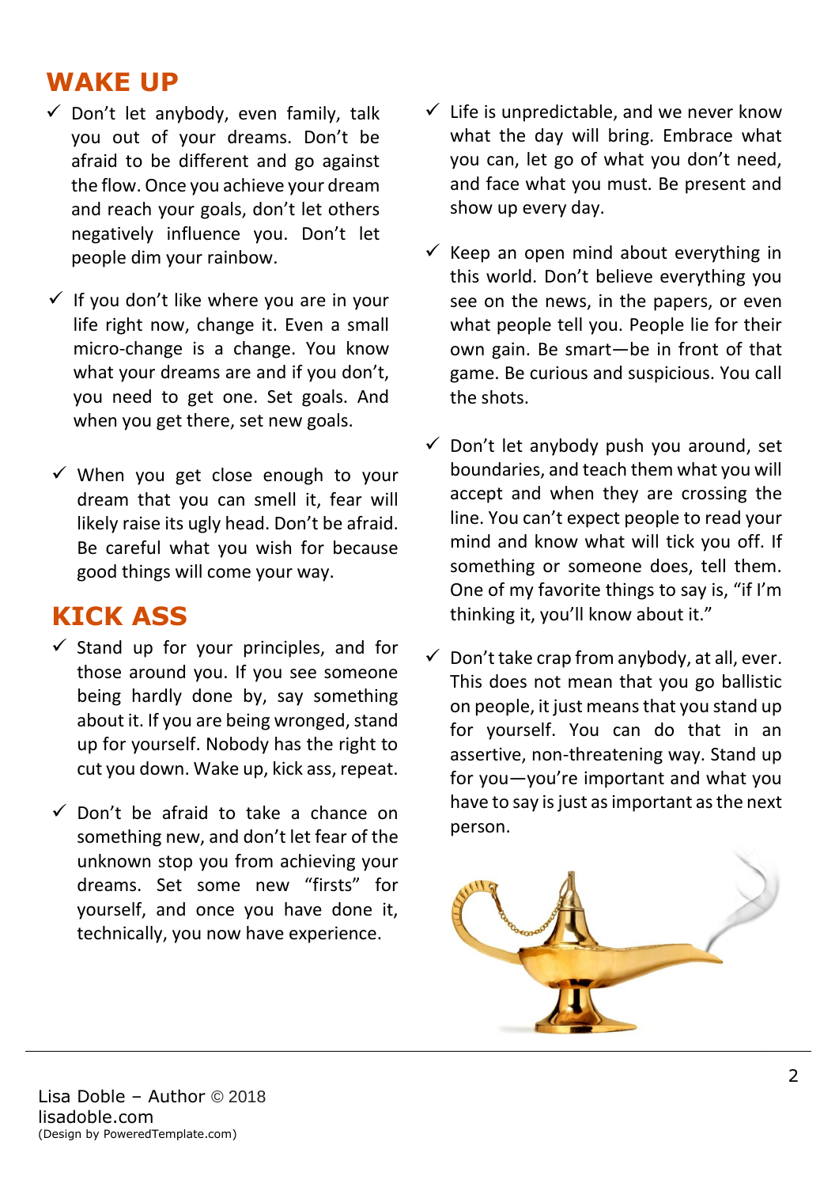## WAKE UP

- ✓ Don't let anybody, even family, talk you out of your dreams. Don't be afraid to be different and go against the flow. Once you achieve your dream and reach your goals, don't let others negatively influence you. Don't let people dim your rainbow.

- ✓ If you don't like where you are in your life right now, change it. Even a small micro-change is a change. You know what your dreams are and if you don't, you need to get one. Set goals. And when you get there, set new goals.

- ✓ When you get close enough to your dream that you can smell it, fear will likely raise its ugly head. Don't be afraid. Be careful what you wish for because good things will come your way.

## KICK ASS

- ✓ Stand up for your principles, and for those around you. If you see someone being hardly done by, say something about it. If you are being wronged, stand up for yourself. Nobody has the right to cut you down. Wake up, kick ass, repeat.

- ✓ Don't be afraid to take a chance on something new, and don't let fear of the unknown stop you from achieving your dreams. Set some new "firsts" for yourself, and once you have done it, technically, you now have experience.

- ✓ Life is unpredictable, and we never know what the day will bring. Embrace what you can, let go of what you don't need, and face what you must. Be present and show up every day.

- ✓ Keep an open mind about everything in this world. Don't believe everything you see on the news, in the papers, or even what people tell you. People lie for their own gain. Be smart—be in front of that game. Be curious and suspicious. You call the shots.

- ✓ Don't let anybody push you around, set boundaries, and teach them what you will accept and when they are crossing the line. You can't expect people to read your mind and know what will tick you off. If something or someone does, tell them. One of my favorite things to say is, "if I'm thinking it, you'll know about it."

- ✓ Don't take crap from anybody, at all, ever. This does not mean that you go ballistic on people, it just means that you stand up for yourself. You can do that in an assertive, non-threatening way. Stand up for you—you're important and what you have to say is just as important as the next person.

Lisa Doble – Author © 2018
lisadoble.com
(Design by PoweredTemplate.com)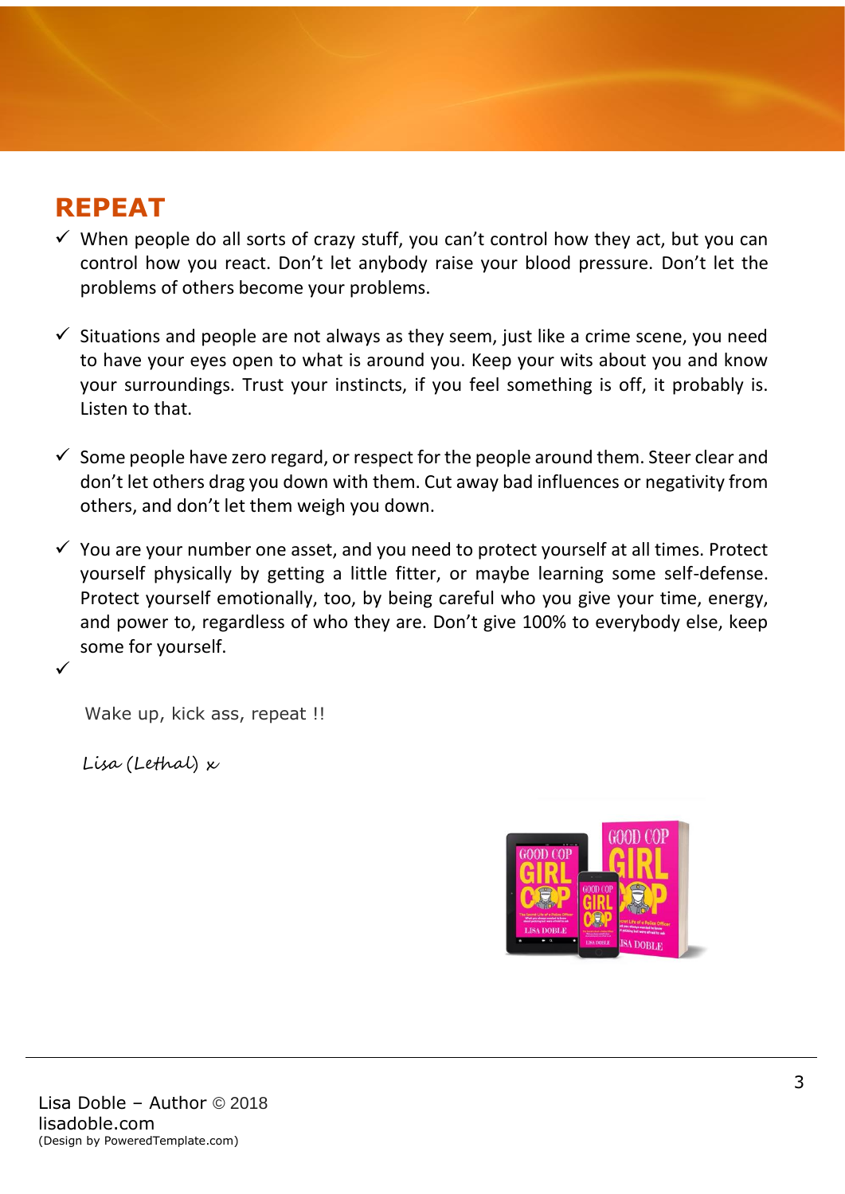## REPEAT

- ✓ When people do all sorts of crazy stuff, you can't control how they act, but you can control how you react. Don't let anybody raise your blood pressure. Don't let the problems of others become your problems.

- ✓ Situations and people are not always as they seem, just like a crime scene, you need to have your eyes open to what is around you. Keep your wits about you and know your surroundings. Trust your instincts, if you feel something is off, it probably is. Listen to that.

- ✓ Some people have zero regard, or respect for the people around them. Steer clear and don't let others drag you down with them. Cut away bad influences or negativity from others, and don't let them weigh you down.

- ✓ You are your number one asset, and you need to protect yourself at all times. Protect yourself physically by getting a little fitter, or maybe learning some self-defense. Protect yourself emotionally, too, by being careful who you give your time, energy, and power to, regardless of who they are. Don't give 100% to everybody else, keep some for yourself.

- ✓

Wake up, kick ass, repeat !!

*Lisa (Lethal) x*

Lisa Doble – Author © 2018
lisadoble.com
(Design by PoweredTemplate.com)